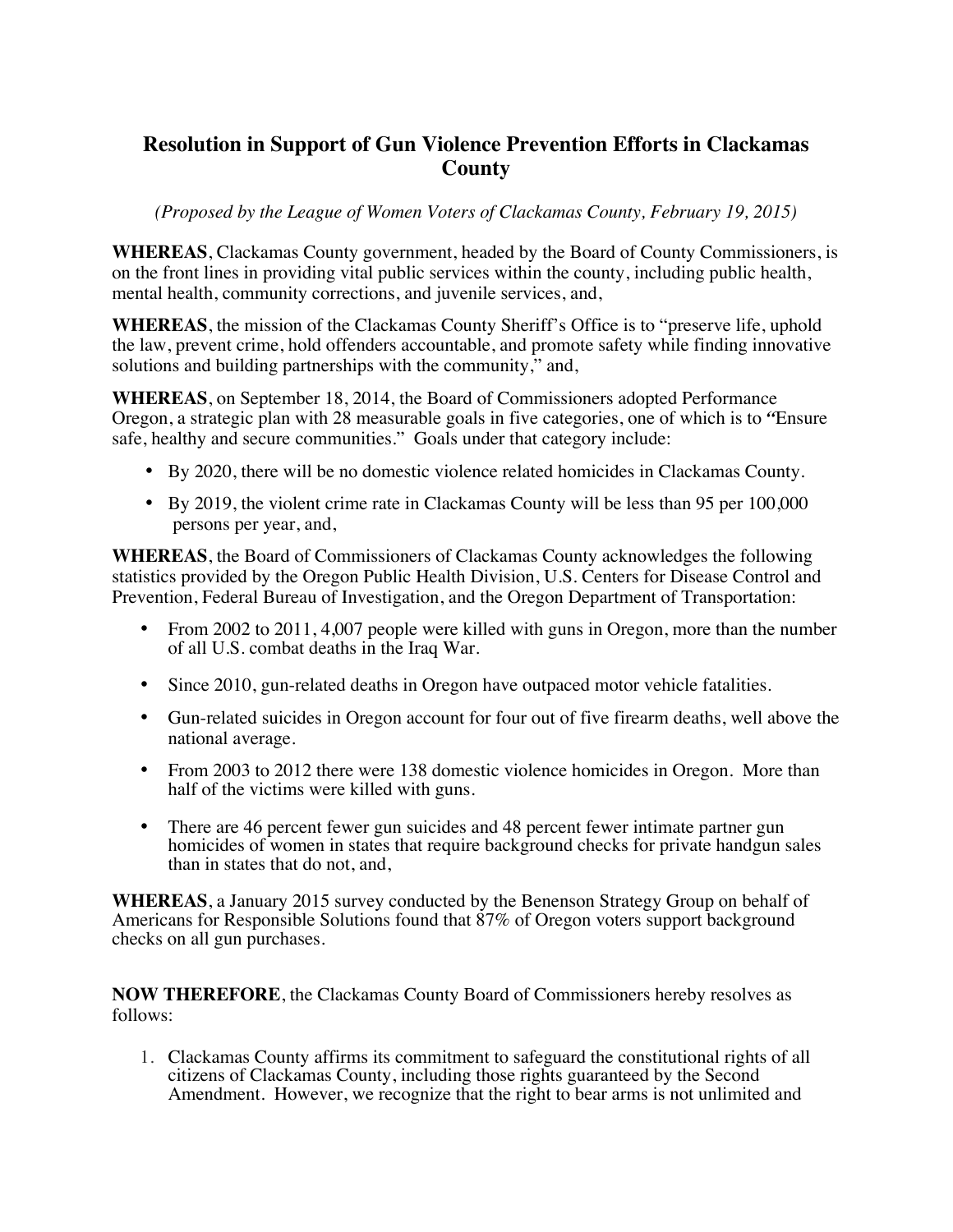# Resolution in Support of Gun Violence Prevention Efforts in Clackamas County

*(Proposed by the League of Women Voters of Clackamas County, February 19, 2015)*

**WHEREAS**, Clackamas County government, headed by the Board of County Commissioners, is on the front lines in providing vital public services within the county, including public health, mental health, community corrections, and juvenile services, and,

**WHEREAS**, the mission of the Clackamas County Sheriff's Office is to "preserve life, uphold the law, prevent crime, hold offenders accountable, and promote safety while finding innovative solutions and building partnerships with the community," and,

**WHEREAS**, on September 18, 2014, the Board of Commissioners adopted Performance Oregon, a strategic plan with 28 measurable goals in five categories, one of which is to "Ensure safe, healthy and secure communities." Goals under that category include:

- By 2020, there will be no domestic violence related homicides in Clackamas County.
- By 2019, the violent crime rate in Clackamas County will be less than 95 per 100,000 persons per year, and,

**WHEREAS**, the Board of Commissioners of Clackamas County acknowledges the following statistics provided by the Oregon Public Health Division, U.S. Centers for Disease Control and Prevention, Federal Bureau of Investigation, and the Oregon Department of Transportation:

- From 2002 to 2011, 4,007 people were killed with guns in Oregon, more than the number of all U.S. combat deaths in the Iraq War.
- Since 2010, gun-related deaths in Oregon have outpaced motor vehicle fatalities.
- Gun-related suicides in Oregon account for four out of five firearm deaths, well above the national average.
- From 2003 to 2012 there were 138 domestic violence homicides in Oregon. More than half of the victims were killed with guns.
- There are 46 percent fewer gun suicides and 48 percent fewer intimate partner gun homicides of women in states that require background checks for private handgun sales than in states that do not, and,

**WHEREAS**, a January 2015 survey conducted by the Benenson Strategy Group on behalf of Americans for Responsible Solutions found that 87% of Oregon voters support background checks on all gun purchases.

**NOW THEREFORE**, the Clackamas County Board of Commissioners hereby resolves as follows:

1. Clackamas County affirms its commitment to safeguard the constitutional rights of all citizens of Clackamas County, including those rights guaranteed by the Second Amendment. However, we recognize that the right to bear arms is not unlimited and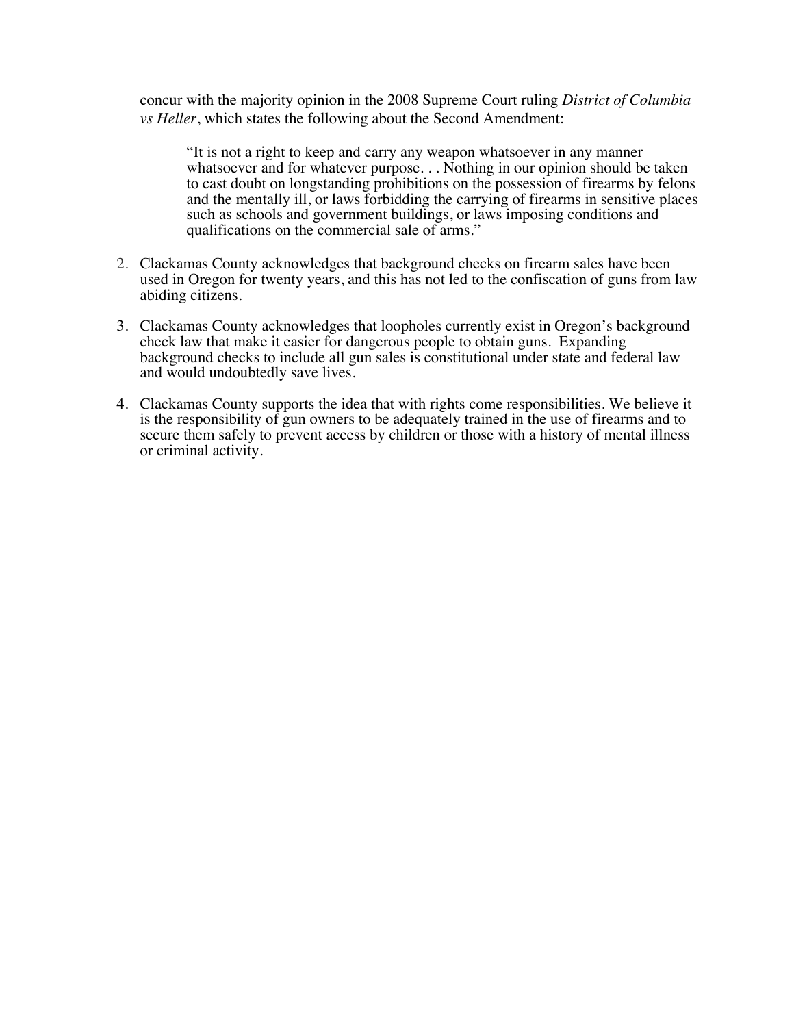concur with the majority opinion in the 2008 Supreme Court ruling *District of Columbia vs Heller*, which states the following about the Second Amendment:

> "It is not a right to keep and carry any weapon whatsoever in any manner whatsoever and for whatever purpose. . . Nothing in our opinion should be taken to cast doubt on longstanding prohibitions on the possession of firearms by felons and the mentally ill, or laws forbidding the carrying of firearms in sensitive places such as schools and government buildings, or laws imposing conditions and qualifications on the commercial sale of arms."

2. Clackamas County acknowledges that background checks on firearm sales have been used in Oregon for twenty years, and this has not led to the confiscation of guns from law abiding citizens.

3. Clackamas County acknowledges that loopholes currently exist in Oregon's background check law that make it easier for dangerous people to obtain guns. Expanding background checks to include all gun sales is constitutional under state and federal law and would undoubtedly save lives.

4. Clackamas County supports the idea that with rights come responsibilities. We believe it is the responsibility of gun owners to be adequately trained in the use of firearms and to secure them safely to prevent access by children or those with a history of mental illness or criminal activity.